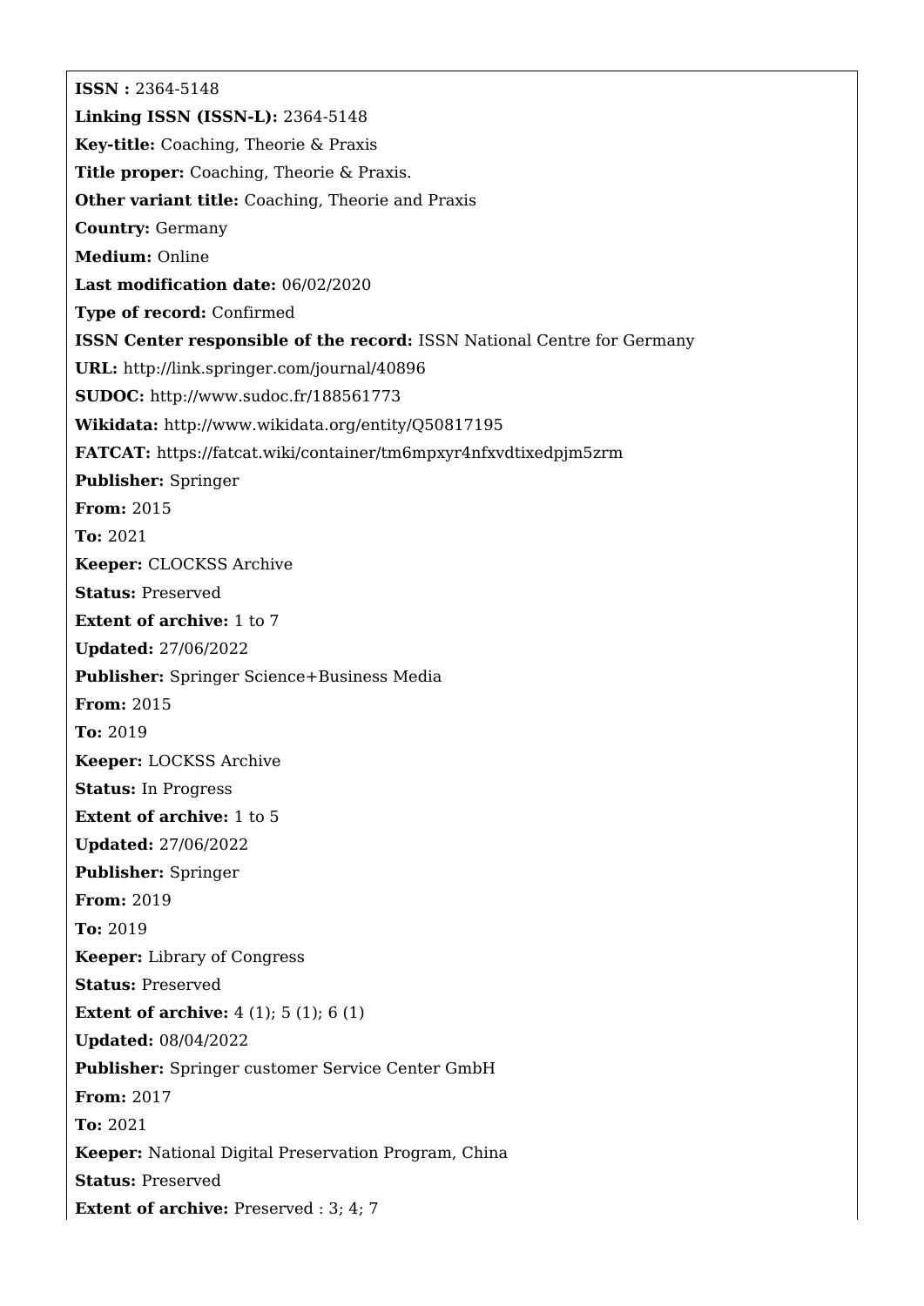**ISSN :** 2364-5148
**Linking ISSN (ISSN-L):** 2364-5148
**Key-title:** Coaching, Theorie & Praxis
**Title proper:** Coaching, Theorie & Praxis.
**Other variant title:** Coaching, Theorie and Praxis
**Country:** Germany
**Medium:** Online
**Last modification date:** 06/02/2020
**Type of record:** Confirmed
**ISSN Center responsible of the record:** ISSN National Centre for Germany
**URL:** http://link.springer.com/journal/40896
**SUDOC:** http://www.sudoc.fr/188561773
**Wikidata:** http://www.wikidata.org/entity/Q50817195
**FATCAT:** https://fatcat.wiki/container/tm6mpxyr4nfxvdtixedpjm5zrm
**Publisher:** Springer
**From:** 2015
**To:** 2021
**Keeper:** CLOCKSS Archive
**Status:** Preserved
**Extent of archive:** 1 to 7
**Updated:** 27/06/2022
**Publisher:** Springer Science+Business Media
**From:** 2015
**To:** 2019
**Keeper:** LOCKSS Archive
**Status:** In Progress
**Extent of archive:** 1 to 5
**Updated:** 27/06/2022
**Publisher:** Springer
**From:** 2019
**To:** 2019
**Keeper:** Library of Congress
**Status:** Preserved
**Extent of archive:** 4 (1); 5 (1); 6 (1)
**Updated:** 08/04/2022
**Publisher:** Springer customer Service Center GmbH
**From:** 2017
**To:** 2021
**Keeper:** National Digital Preservation Program, China
**Status:** Preserved
**Extent of archive:** Preserved : 3; 4; 7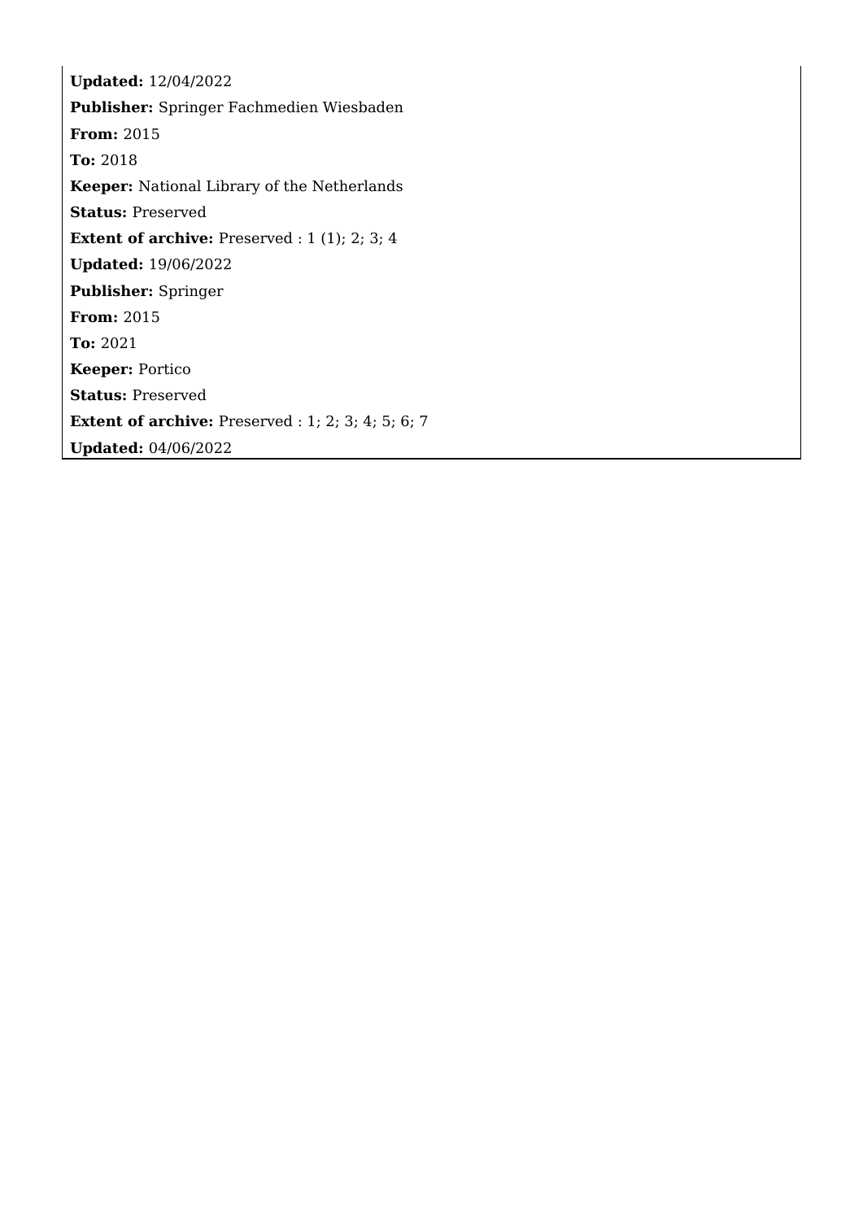**Updated:** 12/04/2022

**Publisher:** Springer Fachmedien Wiesbaden

**From:** 2015

**To:** 2018

**Keeper:** National Library of the Netherlands

**Status:** Preserved

**Extent of archive:** Preserved : 1 (1); 2; 3; 4

**Updated:** 19/06/2022

**Publisher:** Springer

**From:** 2015

**To:** 2021

**Keeper:** Portico

**Status:** Preserved

**Extent of archive:** Preserved : 1; 2; 3; 4; 5; 6; 7

**Updated:** 04/06/2022